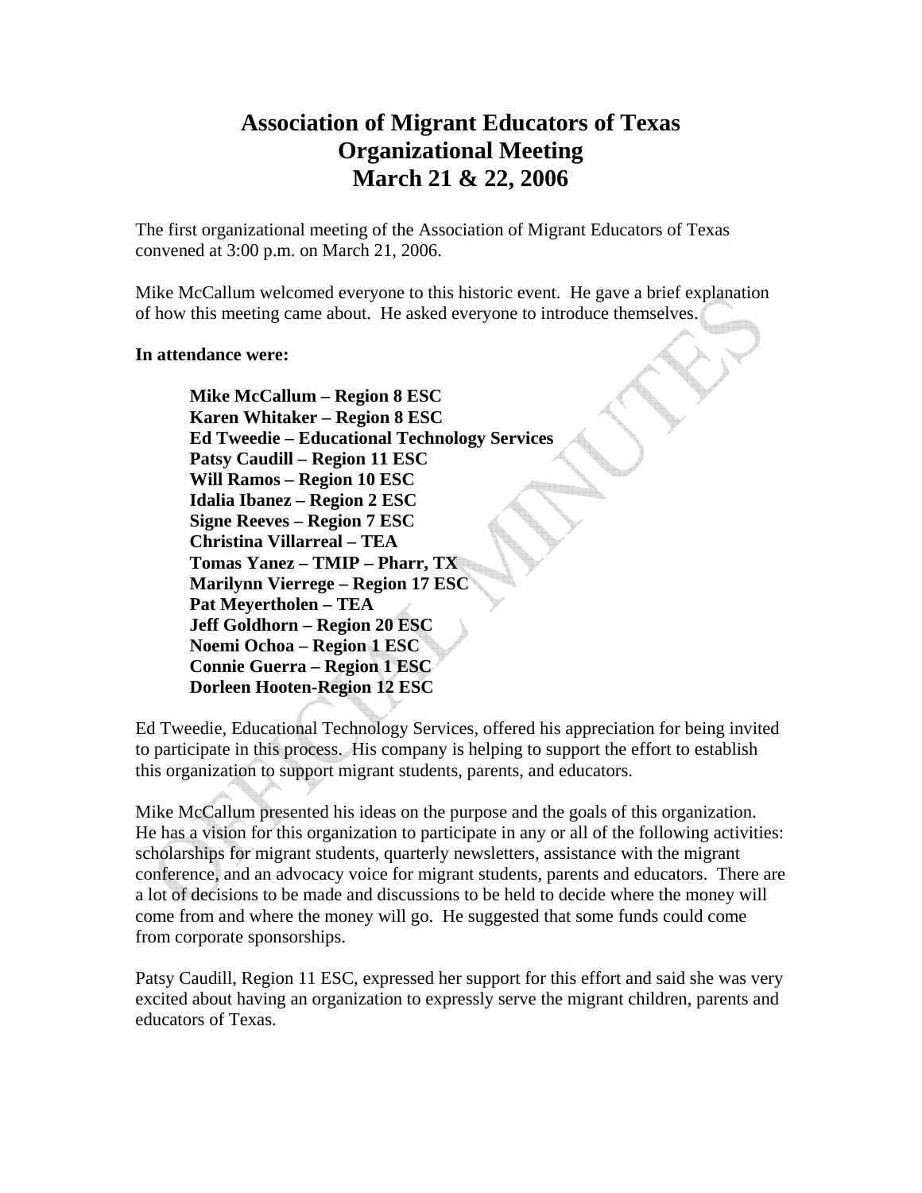# Association of Migrant Educators of Texas
# Organizational Meeting
# March 21 & 22, 2006

The first organizational meeting of the Association of Migrant Educators of Texas convened at 3:00 p.m. on March 21, 2006.

Mike McCallum welcomed everyone to this historic event. He gave a brief explanation of how this meeting came about. He asked everyone to introduce themselves.

**In attendance were:**

**Mike McCallum – Region 8 ESC**
**Karen Whitaker – Region 8 ESC**
**Ed Tweedie – Educational Technology Services**
**Patsy Caudill – Region 11 ESC**
**Will Ramos – Region 10 ESC**
**Idalia Ibanez – Region 2 ESC**
**Signe Reeves – Region 7 ESC**
**Christina Villarreal – TEA**
**Tomas Yanez – TMIP – Pharr, TX**
**Marilynn Vierrege – Region 17 ESC**
**Pat Meyertholen – TEA**
**Jeff Goldhorn – Region 20 ESC**
**Noemi Ochoa – Region 1 ESC**
**Connie Guerra – Region 1 ESC**
**Dorleen Hooten-Region 12 ESC**

Ed Tweedie, Educational Technology Services, offered his appreciation for being invited to participate in this process. His company is helping to support the effort to establish this organization to support migrant students, parents, and educators.

Mike McCallum presented his ideas on the purpose and the goals of this organization. He has a vision for this organization to participate in any or all of the following activities: scholarships for migrant students, quarterly newsletters, assistance with the migrant conference, and an advocacy voice for migrant students, parents and educators. There are a lot of decisions to be made and discussions to be held to decide where the money will come from and where the money will go. He suggested that some funds could come from corporate sponsorships.

Patsy Caudill, Region 11 ESC, expressed her support for this effort and said she was very excited about having an organization to expressly serve the migrant children, parents and educators of Texas.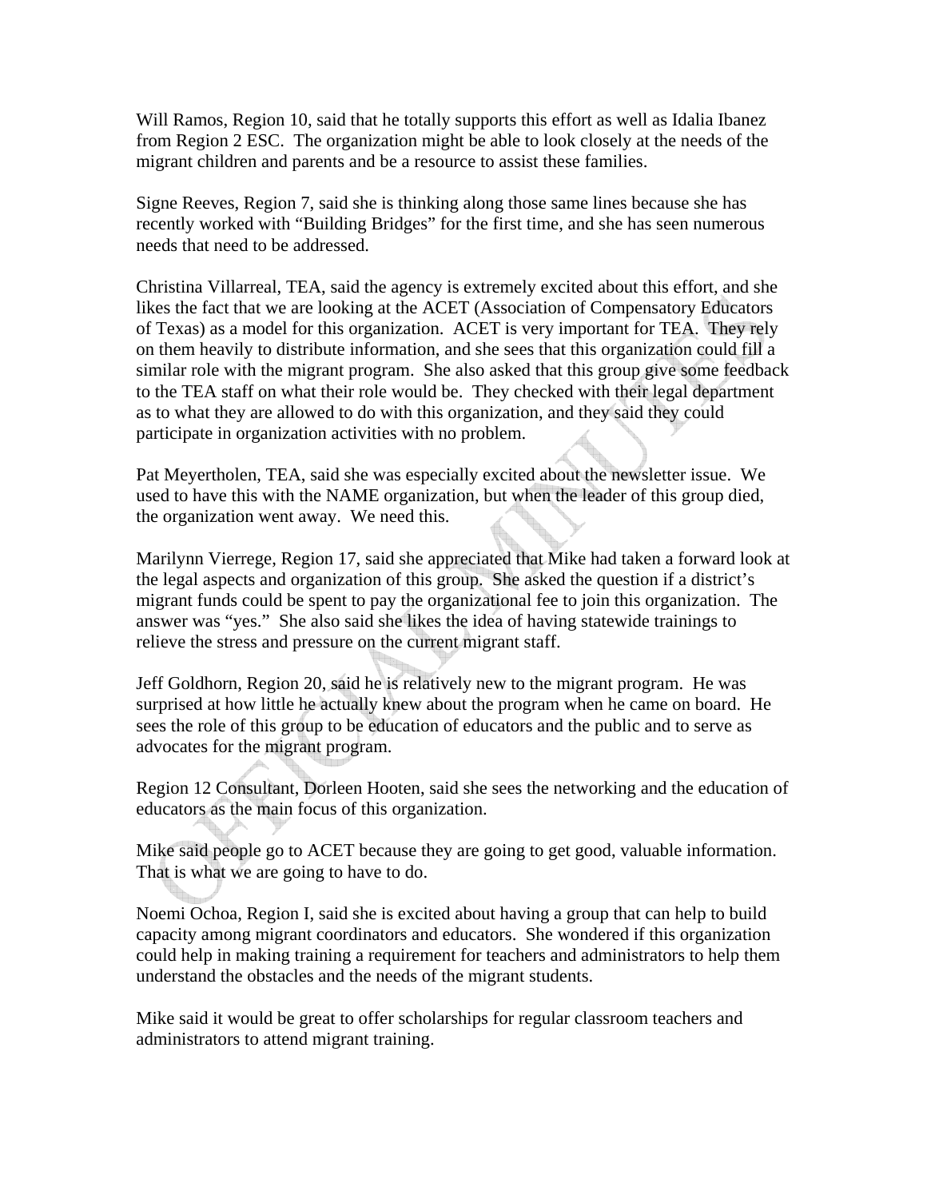Will Ramos, Region 10, said that he totally supports this effort as well as Idalia Ibanez from Region 2 ESC. The organization might be able to look closely at the needs of the migrant children and parents and be a resource to assist these families.

Signe Reeves, Region 7, said she is thinking along those same lines because she has recently worked with "Building Bridges" for the first time, and she has seen numerous needs that need to be addressed.

Christina Villarreal, TEA, said the agency is extremely excited about this effort, and she likes the fact that we are looking at the ACET (Association of Compensatory Educators of Texas) as a model for this organization. ACET is very important for TEA. They rely on them heavily to distribute information, and she sees that this organization could fill a similar role with the migrant program. She also asked that this group give some feedback to the TEA staff on what their role would be. They checked with their legal department as to what they are allowed to do with this organization, and they said they could participate in organization activities with no problem.

Pat Meyertholen, TEA, said she was especially excited about the newsletter issue. We used to have this with the NAME organization, but when the leader of this group died, the organization went away. We need this.

Marilynn Vierrege, Region 17, said she appreciated that Mike had taken a forward look at the legal aspects and organization of this group. She asked the question if a district's migrant funds could be spent to pay the organizational fee to join this organization. The answer was "yes." She also said she likes the idea of having statewide trainings to relieve the stress and pressure on the current migrant staff.

Jeff Goldhorn, Region 20, said he is relatively new to the migrant program. He was surprised at how little he actually knew about the program when he came on board. He sees the role of this group to be education of educators and the public and to serve as advocates for the migrant program.

Region 12 Consultant, Dorleen Hooten, said she sees the networking and the education of educators as the main focus of this organization.

Mike said people go to ACET because they are going to get good, valuable information. That is what we are going to have to do.

Noemi Ochoa, Region I, said she is excited about having a group that can help to build capacity among migrant coordinators and educators. She wondered if this organization could help in making training a requirement for teachers and administrators to help them understand the obstacles and the needs of the migrant students.

Mike said it would be great to offer scholarships for regular classroom teachers and administrators to attend migrant training.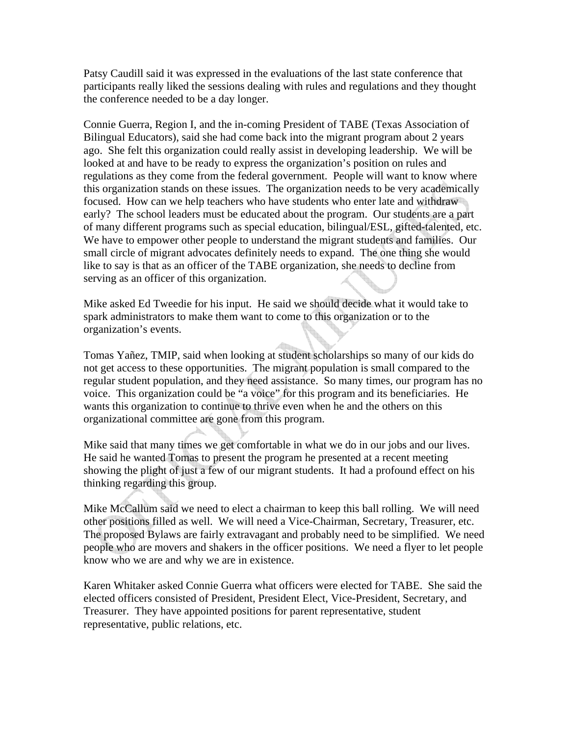Patsy Caudill said it was expressed in the evaluations of the last state conference that participants really liked the sessions dealing with rules and regulations and they thought the conference needed to be a day longer.

Connie Guerra, Region I, and the in-coming President of TABE (Texas Association of Bilingual Educators), said she had come back into the migrant program about 2 years ago. She felt this organization could really assist in developing leadership. We will be looked at and have to be ready to express the organization's position on rules and regulations as they come from the federal government. People will want to know where this organization stands on these issues. The organization needs to be very academically focused. How can we help teachers who have students who enter late and withdraw early? The school leaders must be educated about the program. Our students are a part of many different programs such as special education, bilingual/ESL, gifted-talented, etc. We have to empower other people to understand the migrant students and families. Our small circle of migrant advocates definitely needs to expand. The one thing she would like to say is that as an officer of the TABE organization, she needs to decline from serving as an officer of this organization.

Mike asked Ed Tweedie for his input. He said we should decide what it would take to spark administrators to make them want to come to this organization or to the organization's events.

Tomas Yañez, TMIP, said when looking at student scholarships so many of our kids do not get access to these opportunities. The migrant population is small compared to the regular student population, and they need assistance. So many times, our program has no voice. This organization could be "a voice" for this program and its beneficiaries. He wants this organization to continue to thrive even when he and the others on this organizational committee are gone from this program.

Mike said that many times we get comfortable in what we do in our jobs and our lives. He said he wanted Tomas to present the program he presented at a recent meeting showing the plight of just a few of our migrant students. It had a profound effect on his thinking regarding this group.

Mike McCallum said we need to elect a chairman to keep this ball rolling. We will need other positions filled as well. We will need a Vice-Chairman, Secretary, Treasurer, etc. The proposed Bylaws are fairly extravagant and probably need to be simplified. We need people who are movers and shakers in the officer positions. We need a flyer to let people know who we are and why we are in existence.

Karen Whitaker asked Connie Guerra what officers were elected for TABE. She said the elected officers consisted of President, President Elect, Vice-President, Secretary, and Treasurer. They have appointed positions for parent representative, student representative, public relations, etc.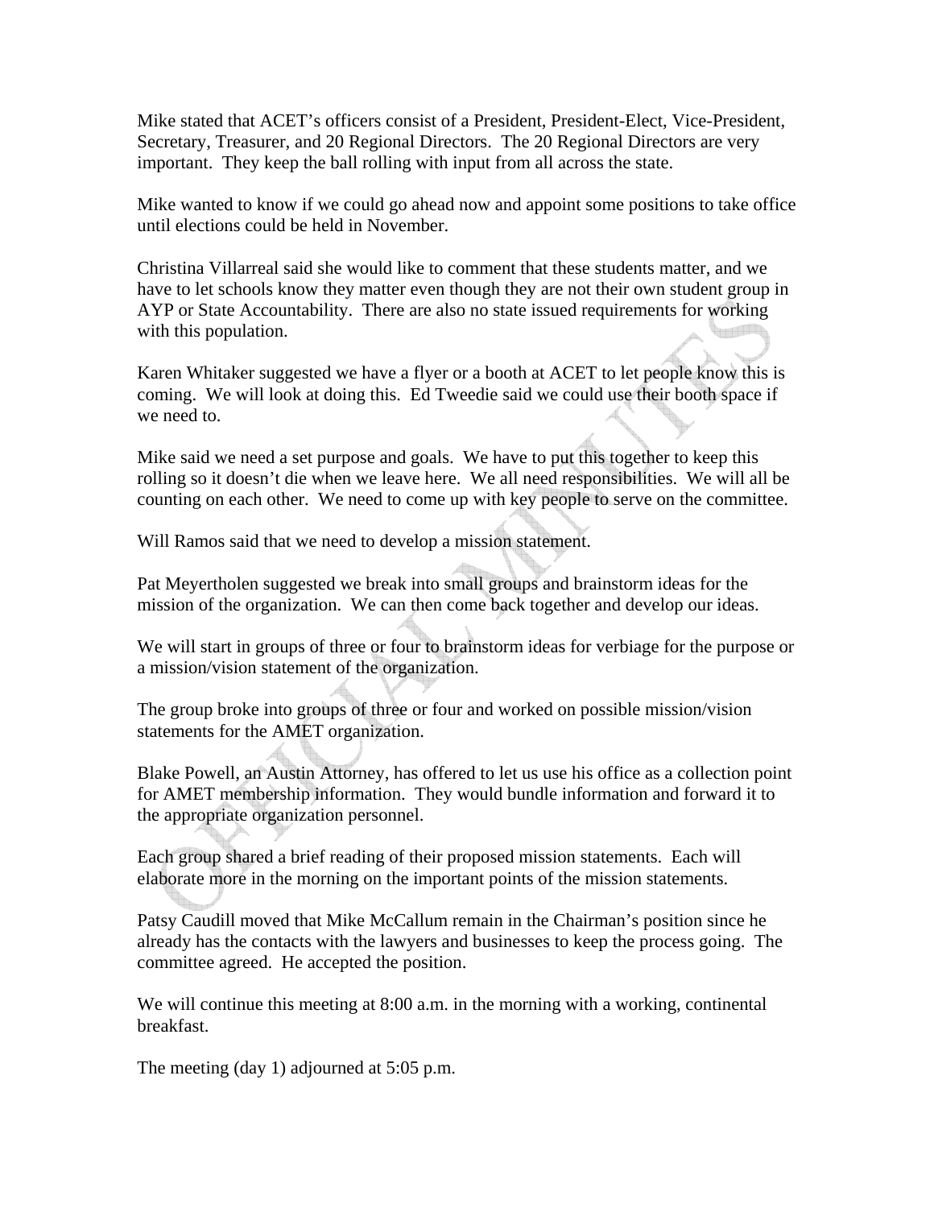Mike stated that ACET's officers consist of a President, President-Elect, Vice-President, Secretary, Treasurer, and 20 Regional Directors. The 20 Regional Directors are very important. They keep the ball rolling with input from all across the state.

Mike wanted to know if we could go ahead now and appoint some positions to take office until elections could be held in November.

Christina Villarreal said she would like to comment that these students matter, and we have to let schools know they matter even though they are not their own student group in AYP or State Accountability. There are also no state issued requirements for working with this population.

Karen Whitaker suggested we have a flyer or a booth at ACET to let people know this is coming. We will look at doing this. Ed Tweedie said we could use their booth space if we need to.

Mike said we need a set purpose and goals. We have to put this together to keep this rolling so it doesn't die when we leave here. We all need responsibilities. We will all be counting on each other. We need to come up with key people to serve on the committee.

Will Ramos said that we need to develop a mission statement.

Pat Meyertholen suggested we break into small groups and brainstorm ideas for the mission of the organization. We can then come back together and develop our ideas.

We will start in groups of three or four to brainstorm ideas for verbiage for the purpose or a mission/vision statement of the organization.

The group broke into groups of three or four and worked on possible mission/vision statements for the AMET organization.

Blake Powell, an Austin Attorney, has offered to let us use his office as a collection point for AMET membership information. They would bundle information and forward it to the appropriate organization personnel.

Each group shared a brief reading of their proposed mission statements. Each will elaborate more in the morning on the important points of the mission statements.

Patsy Caudill moved that Mike McCallum remain in the Chairman's position since he already has the contacts with the lawyers and businesses to keep the process going. The committee agreed. He accepted the position.

We will continue this meeting at 8:00 a.m. in the morning with a working, continental breakfast.

The meeting (day 1) adjourned at 5:05 p.m.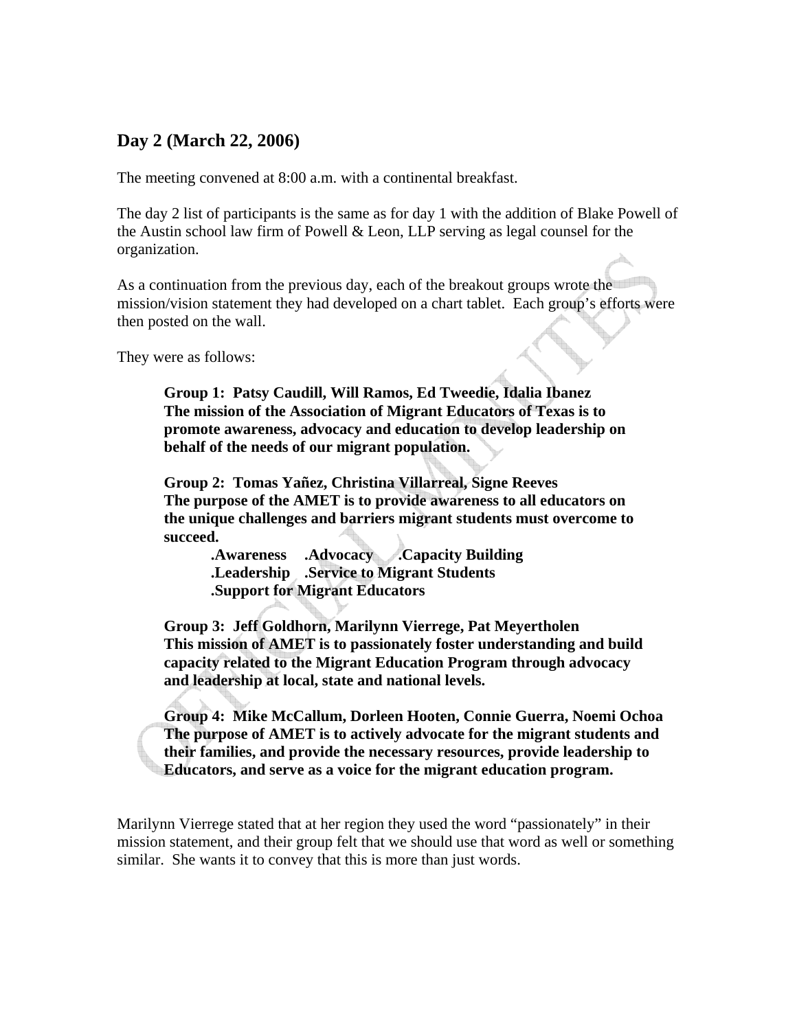## Day 2 (March 22, 2006)

The meeting convened at 8:00 a.m. with a continental breakfast.

The day 2 list of participants is the same as for day 1 with the addition of Blake Powell of the Austin school law firm of Powell & Leon, LLP serving as legal counsel for the organization.

As a continuation from the previous day, each of the breakout groups wrote the mission/vision statement they had developed on a chart tablet. Each group's efforts were then posted on the wall.

They were as follows:

> **Group 1: Patsy Caudill, Will Ramos, Ed Tweedie, Idalia Ibanez**
> **The mission of the Association of Migrant Educators of Texas is to promote awareness, advocacy and education to develop leadership on behalf of the needs of our migrant population.**
>
> **Group 2: Tomas Yañez, Christina Villarreal, Signe Reeves**
> **The purpose of the AMET is to provide awareness to all educators on the unique challenges and barriers migrant students must overcome to succeed.**
>
> **.Awareness .Advocacy .Capacity Building**
> **.Leadership .Service to Migrant Students**
> **.Support for Migrant Educators**
>
> **Group 3: Jeff Goldhorn, Marilynn Vierrege, Pat Meyertholen**
> **This mission of AMET is to passionately foster understanding and build capacity related to the Migrant Education Program through advocacy and leadership at local, state and national levels.**
>
> **Group 4: Mike McCallum, Dorleen Hooten, Connie Guerra, Noemi Ochoa**
> **The purpose of AMET is to actively advocate for the migrant students and their families, and provide the necessary resources, provide leadership to Educators, and serve as a voice for the migrant education program.**

Marilynn Vierrege stated that at her region they used the word "passionately" in their mission statement, and their group felt that we should use that word as well or something similar. She wants it to convey that this is more than just words.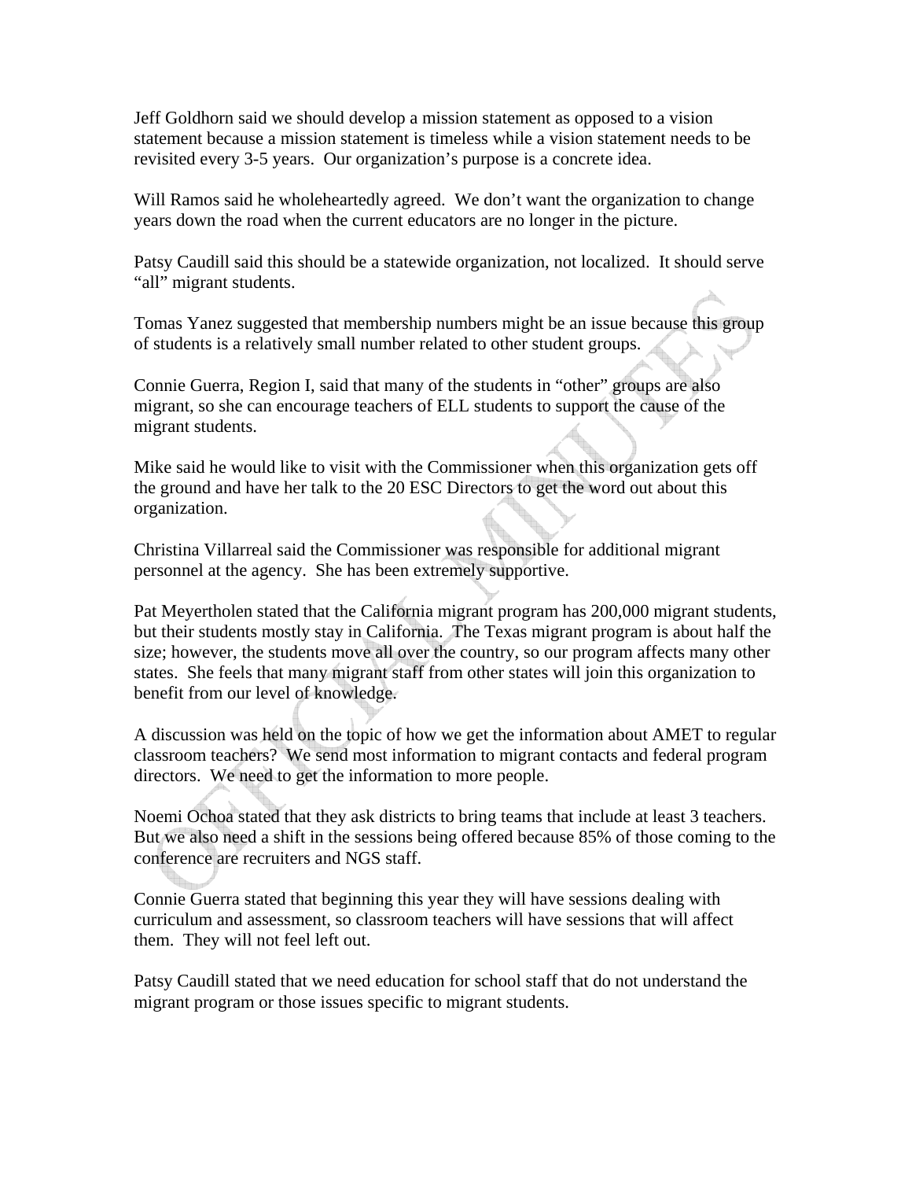Jeff Goldhorn said we should develop a mission statement as opposed to a vision statement because a mission statement is timeless while a vision statement needs to be revisited every 3-5 years. Our organization's purpose is a concrete idea.

Will Ramos said he wholeheartedly agreed. We don't want the organization to change years down the road when the current educators are no longer in the picture.

Patsy Caudill said this should be a statewide organization, not localized. It should serve "all" migrant students.

Tomas Yanez suggested that membership numbers might be an issue because this group of students is a relatively small number related to other student groups.

Connie Guerra, Region I, said that many of the students in "other" groups are also migrant, so she can encourage teachers of ELL students to support the cause of the migrant students.

Mike said he would like to visit with the Commissioner when this organization gets off the ground and have her talk to the 20 ESC Directors to get the word out about this organization.

Christina Villarreal said the Commissioner was responsible for additional migrant personnel at the agency. She has been extremely supportive.

Pat Meyertholen stated that the California migrant program has 200,000 migrant students, but their students mostly stay in California. The Texas migrant program is about half the size; however, the students move all over the country, so our program affects many other states. She feels that many migrant staff from other states will join this organization to benefit from our level of knowledge.

A discussion was held on the topic of how we get the information about AMET to regular classroom teachers? We send most information to migrant contacts and federal program directors. We need to get the information to more people.

Noemi Ochoa stated that they ask districts to bring teams that include at least 3 teachers. But we also need a shift in the sessions being offered because 85% of those coming to the conference are recruiters and NGS staff.

Connie Guerra stated that beginning this year they will have sessions dealing with curriculum and assessment, so classroom teachers will have sessions that will affect them. They will not feel left out.

Patsy Caudill stated that we need education for school staff that do not understand the migrant program or those issues specific to migrant students.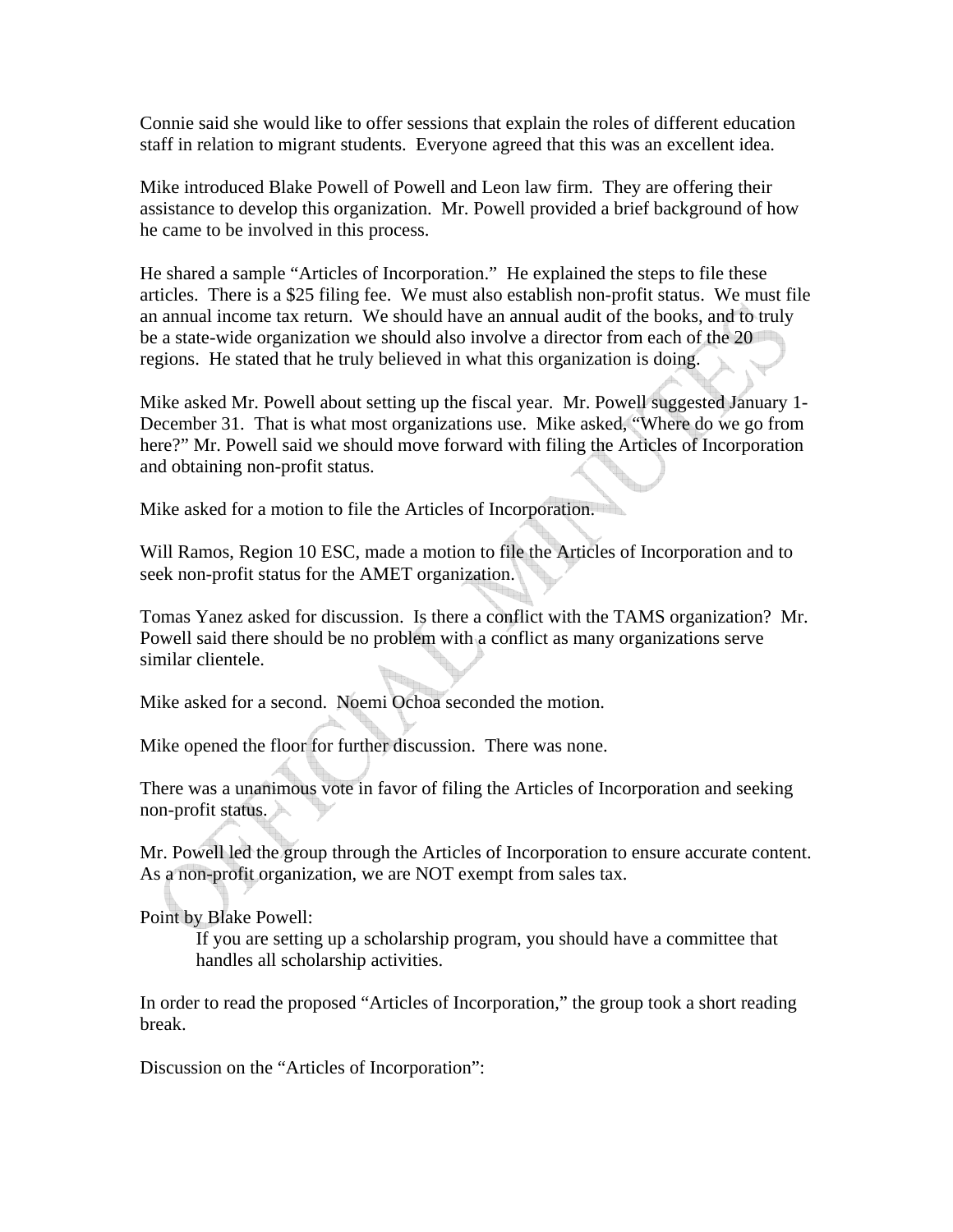Connie said she would like to offer sessions that explain the roles of different education staff in relation to migrant students. Everyone agreed that this was an excellent idea.

Mike introduced Blake Powell of Powell and Leon law firm. They are offering their assistance to develop this organization. Mr. Powell provided a brief background of how he came to be involved in this process.

He shared a sample "Articles of Incorporation." He explained the steps to file these articles. There is a $25 filing fee. We must also establish non-profit status. We must file an annual income tax return. We should have an annual audit of the books, and to truly be a state-wide organization we should also involve a director from each of the 20 regions. He stated that he truly believed in what this organization is doing.

Mike asked Mr. Powell about setting up the fiscal year. Mr. Powell suggested January 1-December 31. That is what most organizations use. Mike asked, "Where do we go from here?" Mr. Powell said we should move forward with filing the Articles of Incorporation and obtaining non-profit status.

Mike asked for a motion to file the Articles of Incorporation.

Will Ramos, Region 10 ESC, made a motion to file the Articles of Incorporation and to seek non-profit status for the AMET organization.

Tomas Yanez asked for discussion. Is there a conflict with the TAMS organization? Mr. Powell said there should be no problem with a conflict as many organizations serve similar clientele.

Mike asked for a second. Noemi Ochoa seconded the motion.

Mike opened the floor for further discussion. There was none.

There was a unanimous vote in favor of filing the Articles of Incorporation and seeking non-profit status.

Mr. Powell led the group through the Articles of Incorporation to ensure accurate content. As a non-profit organization, we are NOT exempt from sales tax.

Point by Blake Powell:

> If you are setting up a scholarship program, you should have a committee that handles all scholarship activities.

In order to read the proposed "Articles of Incorporation," the group took a short reading break.

Discussion on the "Articles of Incorporation":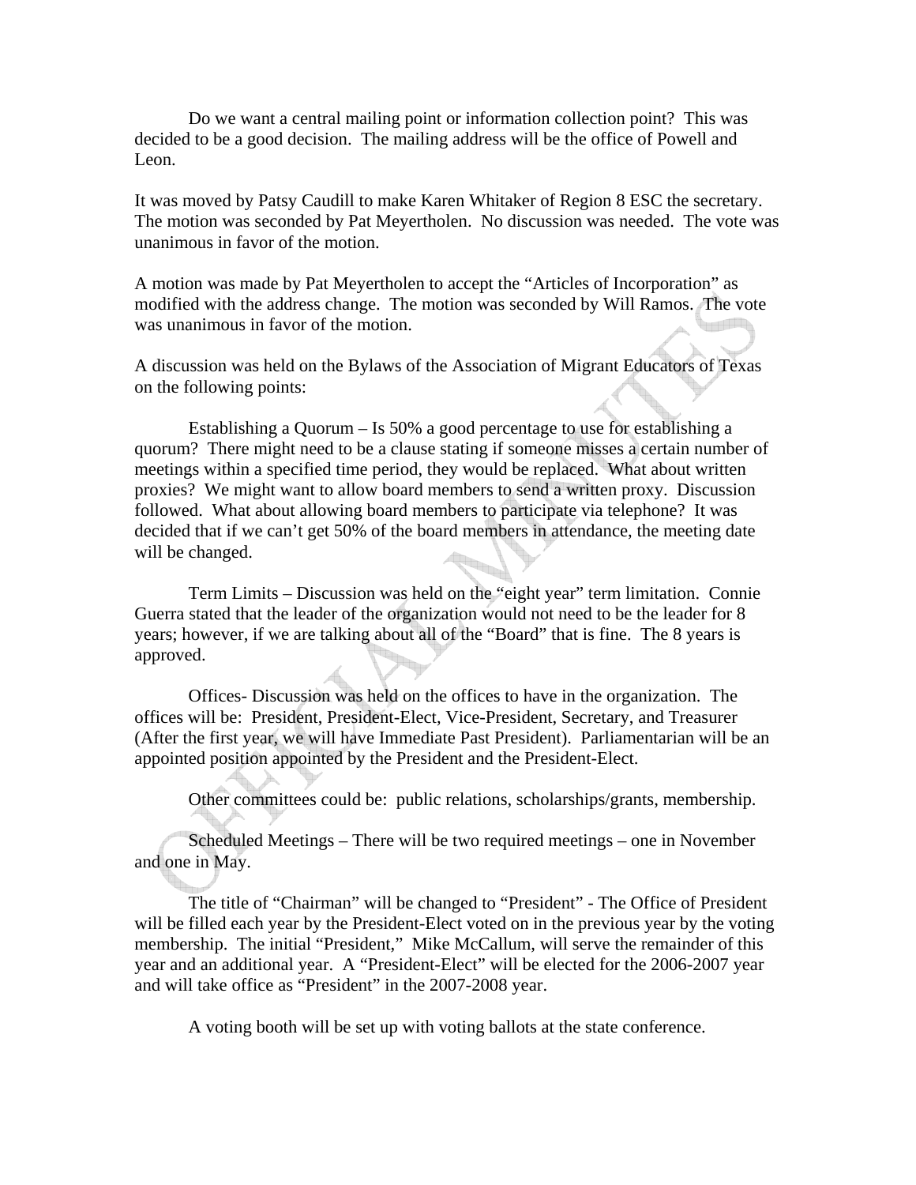Do we want a central mailing point or information collection point? This was decided to be a good decision. The mailing address will be the office of Powell and Leon.

It was moved by Patsy Caudill to make Karen Whitaker of Region 8 ESC the secretary. The motion was seconded by Pat Meyertholen. No discussion was needed. The vote was unanimous in favor of the motion.

A motion was made by Pat Meyertholen to accept the "Articles of Incorporation" as modified with the address change. The motion was seconded by Will Ramos. The vote was unanimous in favor of the motion.

A discussion was held on the Bylaws of the Association of Migrant Educators of Texas on the following points:

Establishing a Quorum – Is 50% a good percentage to use for establishing a quorum? There might need to be a clause stating if someone misses a certain number of meetings within a specified time period, they would be replaced. What about written proxies? We might want to allow board members to send a written proxy. Discussion followed. What about allowing board members to participate via telephone? It was decided that if we can't get 50% of the board members in attendance, the meeting date will be changed.

Term Limits – Discussion was held on the "eight year" term limitation. Connie Guerra stated that the leader of the organization would not need to be the leader for 8 years; however, if we are talking about all of the "Board" that is fine. The 8 years is approved.

Offices- Discussion was held on the offices to have in the organization. The offices will be: President, President-Elect, Vice-President, Secretary, and Treasurer (After the first year, we will have Immediate Past President). Parliamentarian will be an appointed position appointed by the President and the President-Elect.

Other committees could be: public relations, scholarships/grants, membership.

Scheduled Meetings – There will be two required meetings – one in November and one in May.

The title of "Chairman" will be changed to "President" - The Office of President will be filled each year by the President-Elect voted on in the previous year by the voting membership. The initial "President," Mike McCallum, will serve the remainder of this year and an additional year. A "President-Elect" will be elected for the 2006-2007 year and will take office as "President" in the 2007-2008 year.

A voting booth will be set up with voting ballots at the state conference.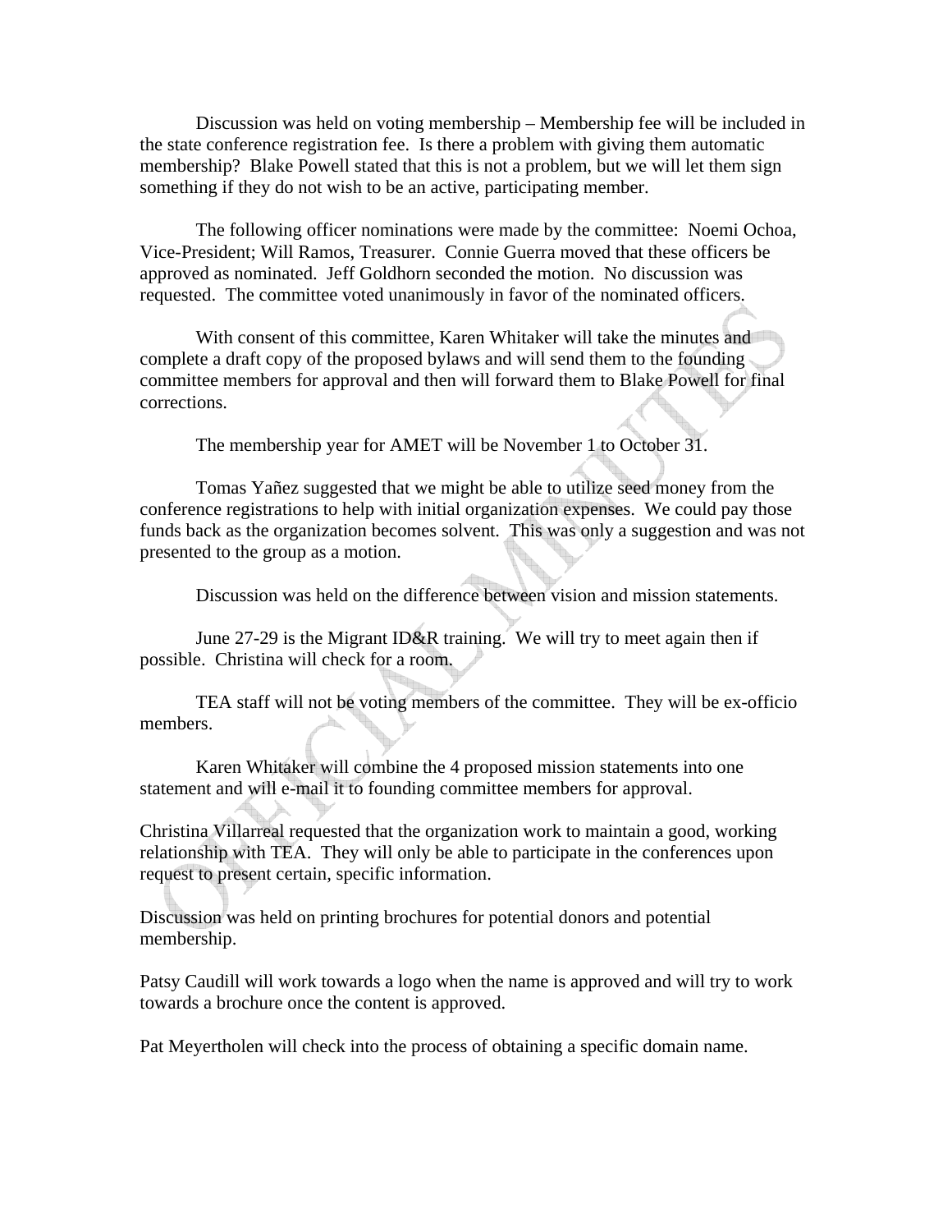Discussion was held on voting membership – Membership fee will be included in the state conference registration fee. Is there a problem with giving them automatic membership? Blake Powell stated that this is not a problem, but we will let them sign something if they do not wish to be an active, participating member.

The following officer nominations were made by the committee: Noemi Ochoa, Vice-President; Will Ramos, Treasurer. Connie Guerra moved that these officers be approved as nominated. Jeff Goldhorn seconded the motion. No discussion was requested. The committee voted unanimously in favor of the nominated officers.

With consent of this committee, Karen Whitaker will take the minutes and complete a draft copy of the proposed bylaws and will send them to the founding committee members for approval and then will forward them to Blake Powell for final corrections.

The membership year for AMET will be November 1 to October 31.

Tomas Yañez suggested that we might be able to utilize seed money from the conference registrations to help with initial organization expenses. We could pay those funds back as the organization becomes solvent. This was only a suggestion and was not presented to the group as a motion.

Discussion was held on the difference between vision and mission statements.

June 27-29 is the Migrant ID&R training. We will try to meet again then if possible. Christina will check for a room.

TEA staff will not be voting members of the committee. They will be ex-officio members.

Karen Whitaker will combine the 4 proposed mission statements into one statement and will e-mail it to founding committee members for approval.

Christina Villarreal requested that the organization work to maintain a good, working relationship with TEA. They will only be able to participate in the conferences upon request to present certain, specific information.

Discussion was held on printing brochures for potential donors and potential membership.

Patsy Caudill will work towards a logo when the name is approved and will try to work towards a brochure once the content is approved.

Pat Meyertholen will check into the process of obtaining a specific domain name.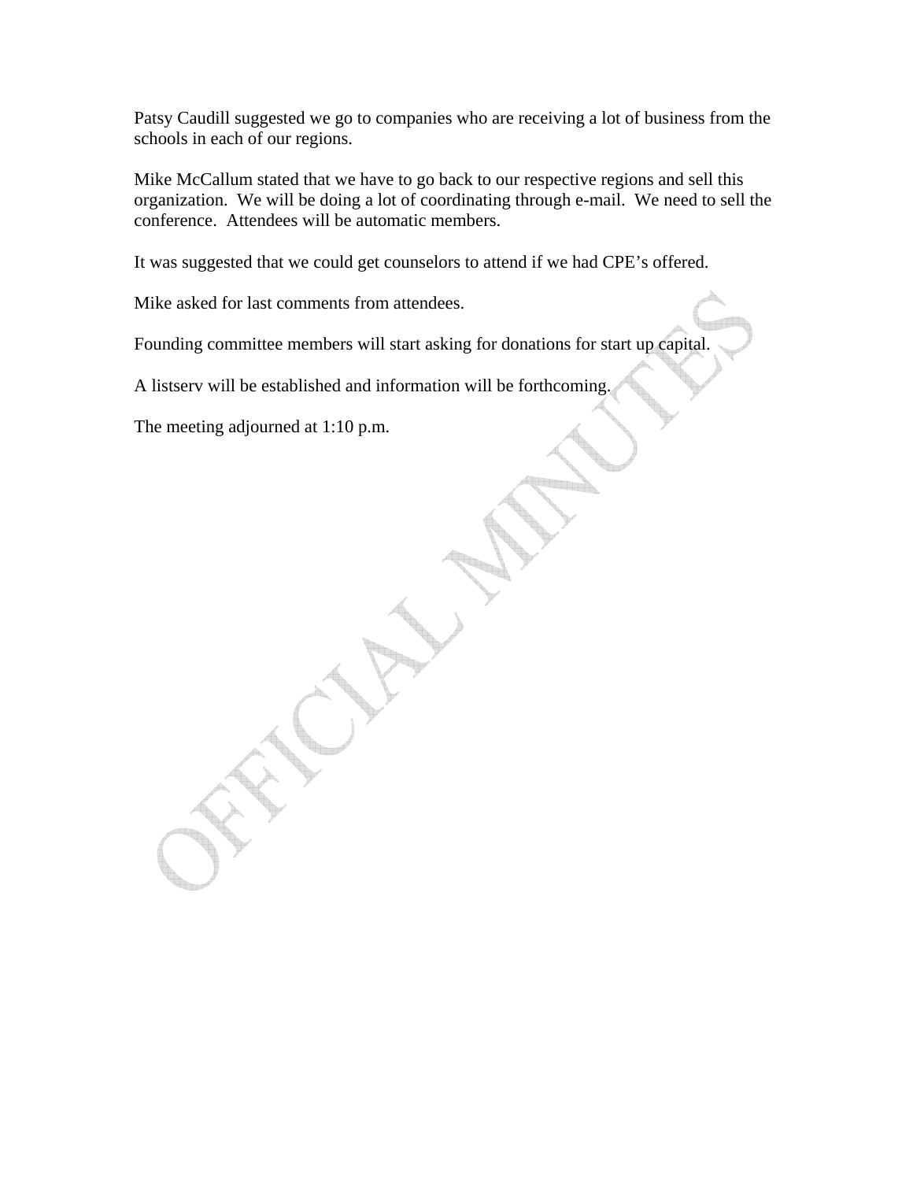Patsy Caudill suggested we go to companies who are receiving a lot of business from the schools in each of our regions.

Mike McCallum stated that we have to go back to our respective regions and sell this organization. We will be doing a lot of coordinating through e-mail. We need to sell the conference. Attendees will be automatic members.

It was suggested that we could get counselors to attend if we had CPE's offered.

Mike asked for last comments from attendees.

Founding committee members will start asking for donations for start up capital.

A listserv will be established and information will be forthcoming.

The meeting adjourned at 1:10 p.m.